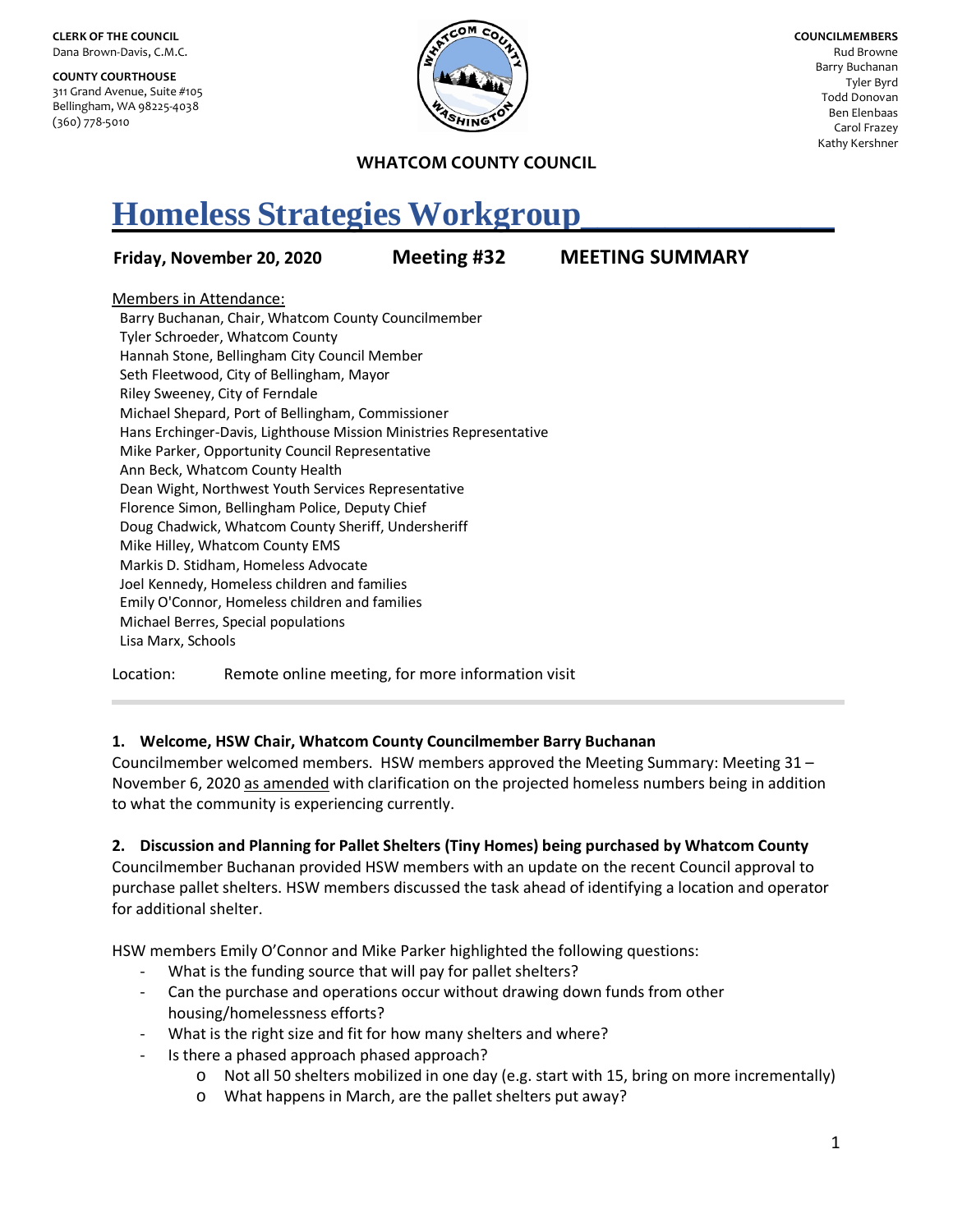**CLERK OF THE COUNCIL**
Dana Brown-Davis, C.M.C.

**COUNTY COURTHOUSE**
311 Grand Avenue, Suite #105
Bellingham, WA 98225-4038
(360) 778-5010

**COUNCILMEMBERS**
Rud Browne
Barry Buchanan
Tyler Byrd
Todd Donovan
Ben Elenbaas
Carol Frazey
Kathy Kershner

**WHATCOM COUNTY COUNCIL**

# Homeless Strategies Workgroup

**Friday, November 20, 2020** **Meeting #32** **MEETING SUMMARY**

Members in Attendance:

Barry Buchanan, Chair, Whatcom County Councilmember
Tyler Schroeder, Whatcom County
Hannah Stone, Bellingham City Council Member
Seth Fleetwood, City of Bellingham, Mayor
Riley Sweeney, City of Ferndale
Michael Shepard, Port of Bellingham, Commissioner
Hans Erchinger-Davis, Lighthouse Mission Ministries Representative
Mike Parker, Opportunity Council Representative
Ann Beck, Whatcom County Health
Dean Wight, Northwest Youth Services Representative
Florence Simon, Bellingham Police, Deputy Chief
Doug Chadwick, Whatcom County Sheriff, Undersheriff
Mike Hilley, Whatcom County EMS
Markis D. Stidham, Homeless Advocate
Joel Kennedy, Homeless children and families
Emily O'Connor, Homeless children and families
Michael Berres, Special populations
Lisa Marx, Schools

Location: Remote online meeting, for more information visit

---

**1. Welcome, HSW Chair, Whatcom County Councilmember Barry Buchanan**

Councilmember welcomed members. HSW members approved the Meeting Summary: Meeting 31 – November 6, 2020 as amended with clarification on the projected homeless numbers being in addition to what the community is experiencing currently.

**2. Discussion and Planning for Pallet Shelters (Tiny Homes) being purchased by Whatcom County**

Councilmember Buchanan provided HSW members with an update on the recent Council approval to purchase pallet shelters. HSW members discussed the task ahead of identifying a location and operator for additional shelter.

HSW members Emily O'Connor and Mike Parker highlighted the following questions:

- What is the funding source that will pay for pallet shelters?
- Can the purchase and operations occur without drawing down funds from other housing/homelessness efforts?
- What is the right size and fit for how many shelters and where?
- Is there a phased approach phased approach?
    - Not all 50 shelters mobilized in one day (e.g. start with 15, bring on more incrementally)
    - What happens in March, are the pallet shelters put away?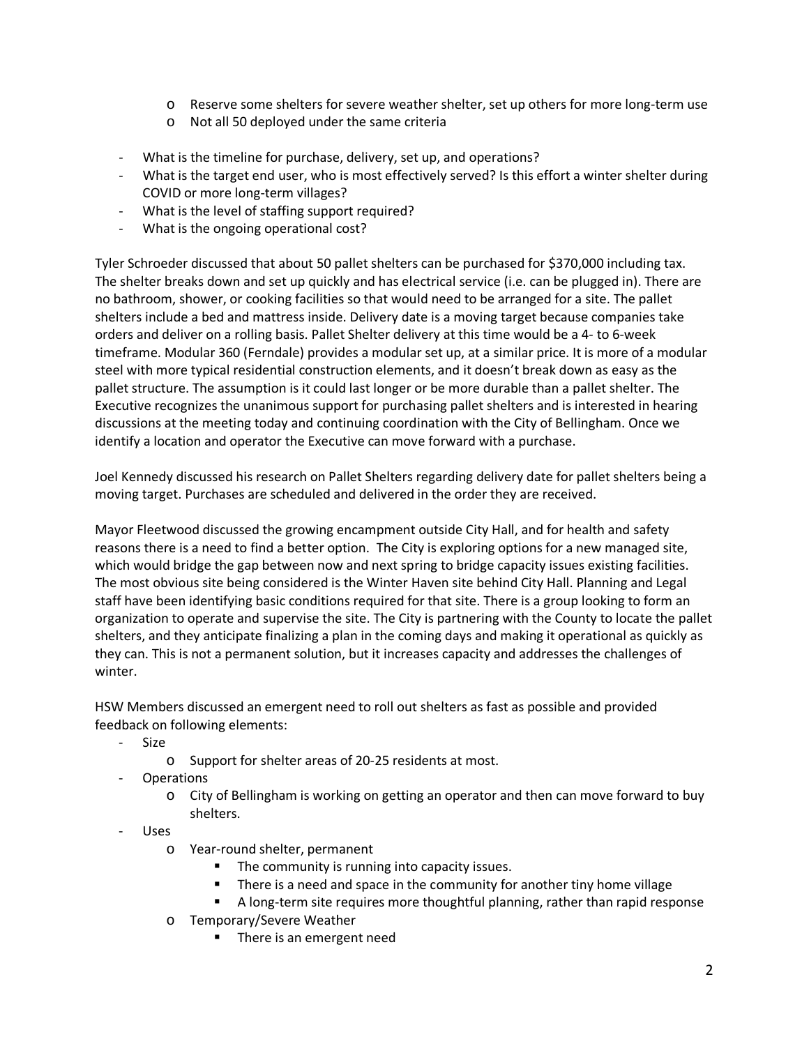- Reserve some shelters for severe weather shelter, set up others for more long-term use
    - Not all 50 deployed under the same criteria

- What is the timeline for purchase, delivery, set up, and operations?
- What is the target end user, who is most effectively served? Is this effort a winter shelter during COVID or more long-term villages?
- What is the level of staffing support required?
- What is the ongoing operational cost?

Tyler Schroeder discussed that about 50 pallet shelters can be purchased for $370,000 including tax. The shelter breaks down and set up quickly and has electrical service (i.e. can be plugged in). There are no bathroom, shower, or cooking facilities so that would need to be arranged for a site. The pallet shelters include a bed and mattress inside. Delivery date is a moving target because companies take orders and deliver on a rolling basis. Pallet Shelter delivery at this time would be a 4- to 6-week timeframe. Modular 360 (Ferndale) provides a modular set up, at a similar price. It is more of a modular steel with more typical residential construction elements, and it doesn't break down as easy as the pallet structure. The assumption is it could last longer or be more durable than a pallet shelter. The Executive recognizes the unanimous support for purchasing pallet shelters and is interested in hearing discussions at the meeting today and continuing coordination with the City of Bellingham. Once we identify a location and operator the Executive can move forward with a purchase.

Joel Kennedy discussed his research on Pallet Shelters regarding delivery date for pallet shelters being a moving target. Purchases are scheduled and delivered in the order they are received.

Mayor Fleetwood discussed the growing encampment outside City Hall, and for health and safety reasons there is a need to find a better option. The City is exploring options for a new managed site, which would bridge the gap between now and next spring to bridge capacity issues existing facilities. The most obvious site being considered is the Winter Haven site behind City Hall. Planning and Legal staff have been identifying basic conditions required for that site. There is a group looking to form an organization to operate and supervise the site. The City is partnering with the County to locate the pallet shelters, and they anticipate finalizing a plan in the coming days and making it operational as quickly as they can. This is not a permanent solution, but it increases capacity and addresses the challenges of winter.

HSW Members discussed an emergent need to roll out shelters as fast as possible and provided feedback on following elements:

- Size
    - Support for shelter areas of 20-25 residents at most.
- Operations
    - City of Bellingham is working on getting an operator and then can move forward to buy shelters.
- Uses
    - Year-round shelter, permanent
        - The community is running into capacity issues.
        - There is a need and space in the community for another tiny home village
        - A long-term site requires more thoughtful planning, rather than rapid response
    - Temporary/Severe Weather
        - There is an emergent need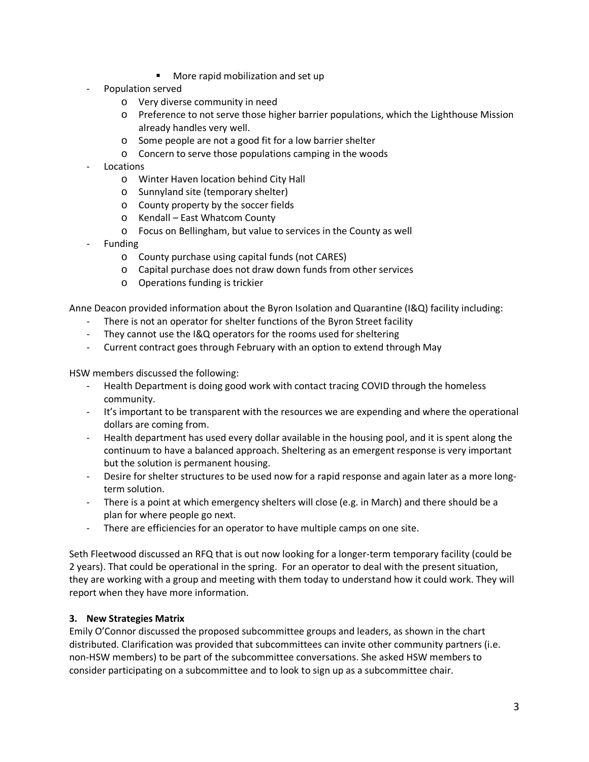- More rapid mobilization and set up
- Population served
    - Very diverse community in need
    - Preference to not serve those higher barrier populations, which the Lighthouse Mission already handles very well.
    - Some people are not a good fit for a low barrier shelter
    - Concern to serve those populations camping in the woods
- Locations
    - Winter Haven location behind City Hall
    - Sunnyland site (temporary shelter)
    - County property by the soccer fields
    - Kendall – East Whatcom County
    - Focus on Bellingham, but value to services in the County as well
- Funding
    - County purchase using capital funds (not CARES)
    - Capital purchase does not draw down funds from other services
    - Operations funding is trickier

Anne Deacon provided information about the Byron Isolation and Quarantine (I&Q) facility including:

- There is not an operator for shelter functions of the Byron Street facility
- They cannot use the I&Q operators for the rooms used for sheltering
- Current contract goes through February with an option to extend through May

HSW members discussed the following:

- Health Department is doing good work with contact tracing COVID through the homeless community.
- It's important to be transparent with the resources we are expending and where the operational dollars are coming from.
- Health department has used every dollar available in the housing pool, and it is spent along the continuum to have a balanced approach. Sheltering as an emergent response is very important but the solution is permanent housing.
- Desire for shelter structures to be used now for a rapid response and again later as a more long-term solution.
- There is a point at which emergency shelters will close (e.g. in March) and there should be a plan for where people go next.
- There are efficiencies for an operator to have multiple camps on one site.

Seth Fleetwood discussed an RFQ that is out now looking for a longer-term temporary facility (could be 2 years). That could be operational in the spring. For an operator to deal with the present situation, they are working with a group and meeting with them today to understand how it could work. They will report when they have more information.

### 3. New Strategies Matrix

Emily O'Connor discussed the proposed subcommittee groups and leaders, as shown in the chart distributed. Clarification was provided that subcommittees can invite other community partners (i.e. non-HSW members) to be part of the subcommittee conversations. She asked HSW members to consider participating on a subcommittee and to look to sign up as a subcommittee chair.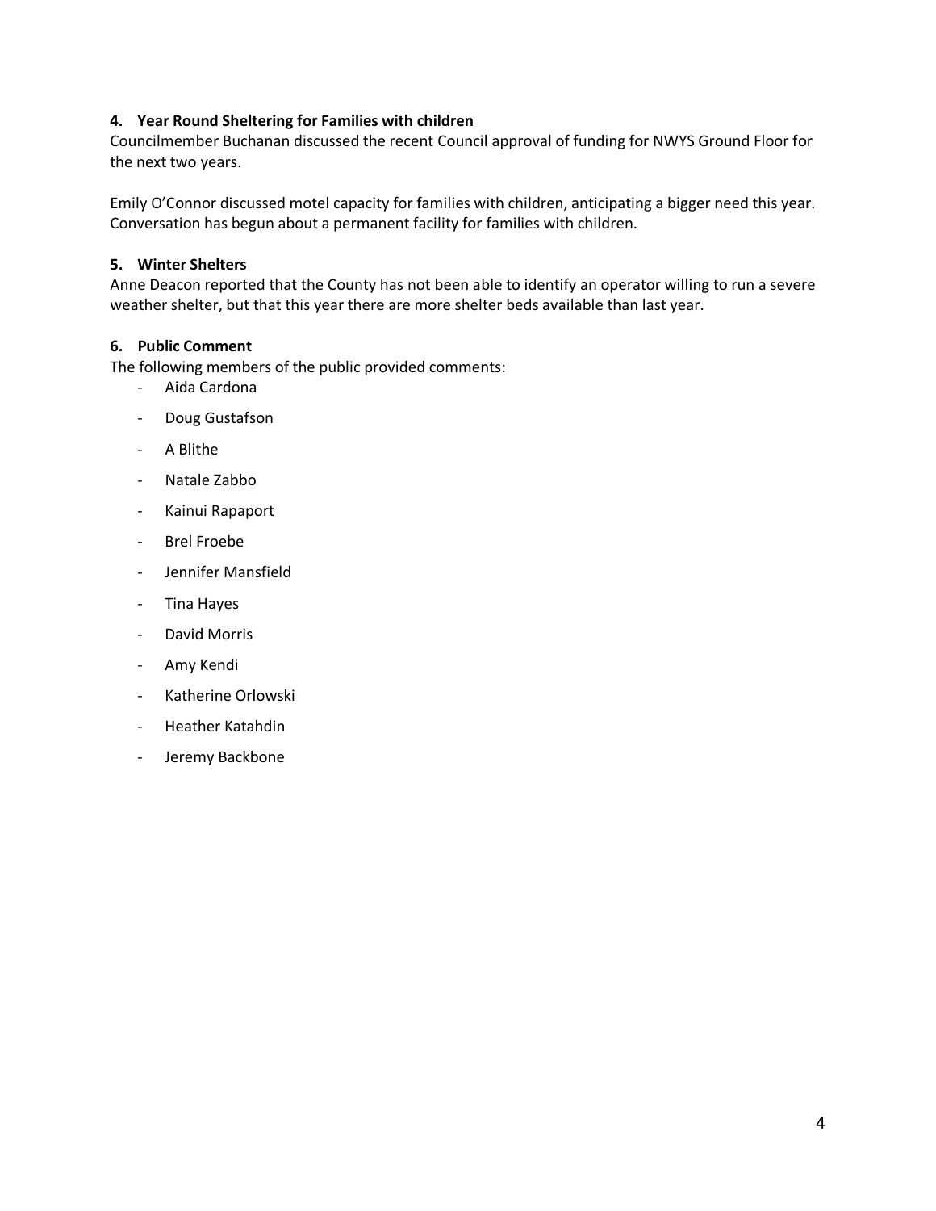**4. Year Round Sheltering for Families with children**

Councilmember Buchanan discussed the recent Council approval of funding for NWYS Ground Floor for the next two years.

Emily O'Connor discussed motel capacity for families with children, anticipating a bigger need this year. Conversation has begun about a permanent facility for families with children.

**5. Winter Shelters**

Anne Deacon reported that the County has not been able to identify an operator willing to run a severe weather shelter, but that this year there are more shelter beds available than last year.

**6. Public Comment**

The following members of the public provided comments:

- Aida Cardona
- Doug Gustafson
- A Blithe
- Natale Zabbo
- Kainui Rapaport
- Brel Froebe
- Jennifer Mansfield
- Tina Hayes
- David Morris
- Amy Kendi
- Katherine Orlowski
- Heather Katahdin
- Jeremy Backbone